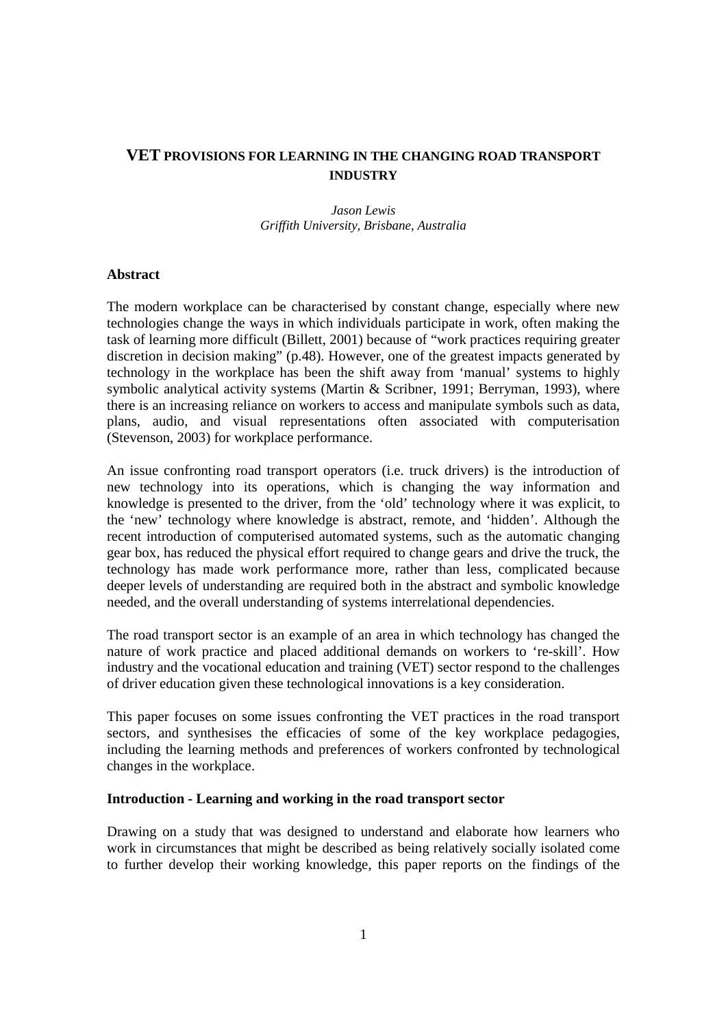# VET PROVISIONS FOR LEARNING IN THE CHANGING ROAD TRANSPORT INDUSTRY

*Jason Lewis*
*Griffith University, Brisbane, Australia*

## Abstract

The modern workplace can be characterised by constant change, especially where new technologies change the ways in which individuals participate in work, often making the task of learning more difficult (Billett, 2001) because of "work practices requiring greater discretion in decision making" (p.48). However, one of the greatest impacts generated by technology in the workplace has been the shift away from 'manual' systems to highly symbolic analytical activity systems (Martin & Scribner, 1991; Berryman, 1993), where there is an increasing reliance on workers to access and manipulate symbols such as data, plans, audio, and visual representations often associated with computerisation (Stevenson, 2003) for workplace performance.

An issue confronting road transport operators (i.e. truck drivers) is the introduction of new technology into its operations, which is changing the way information and knowledge is presented to the driver, from the 'old' technology where it was explicit, to the 'new' technology where knowledge is abstract, remote, and 'hidden'. Although the recent introduction of computerised automated systems, such as the automatic changing gear box, has reduced the physical effort required to change gears and drive the truck, the technology has made work performance more, rather than less, complicated because deeper levels of understanding are required both in the abstract and symbolic knowledge needed, and the overall understanding of systems interrelational dependencies.

The road transport sector is an example of an area in which technology has changed the nature of work practice and placed additional demands on workers to 're-skill'. How industry and the vocational education and training (VET) sector respond to the challenges of driver education given these technological innovations is a key consideration.

This paper focuses on some issues confronting the VET practices in the road transport sectors, and synthesises the efficacies of some of the key workplace pedagogies, including the learning methods and preferences of workers confronted by technological changes in the workplace.

## Introduction - Learning and working in the road transport sector

Drawing on a study that was designed to understand and elaborate how learners who work in circumstances that might be described as being relatively socially isolated come to further develop their working knowledge, this paper reports on the findings of the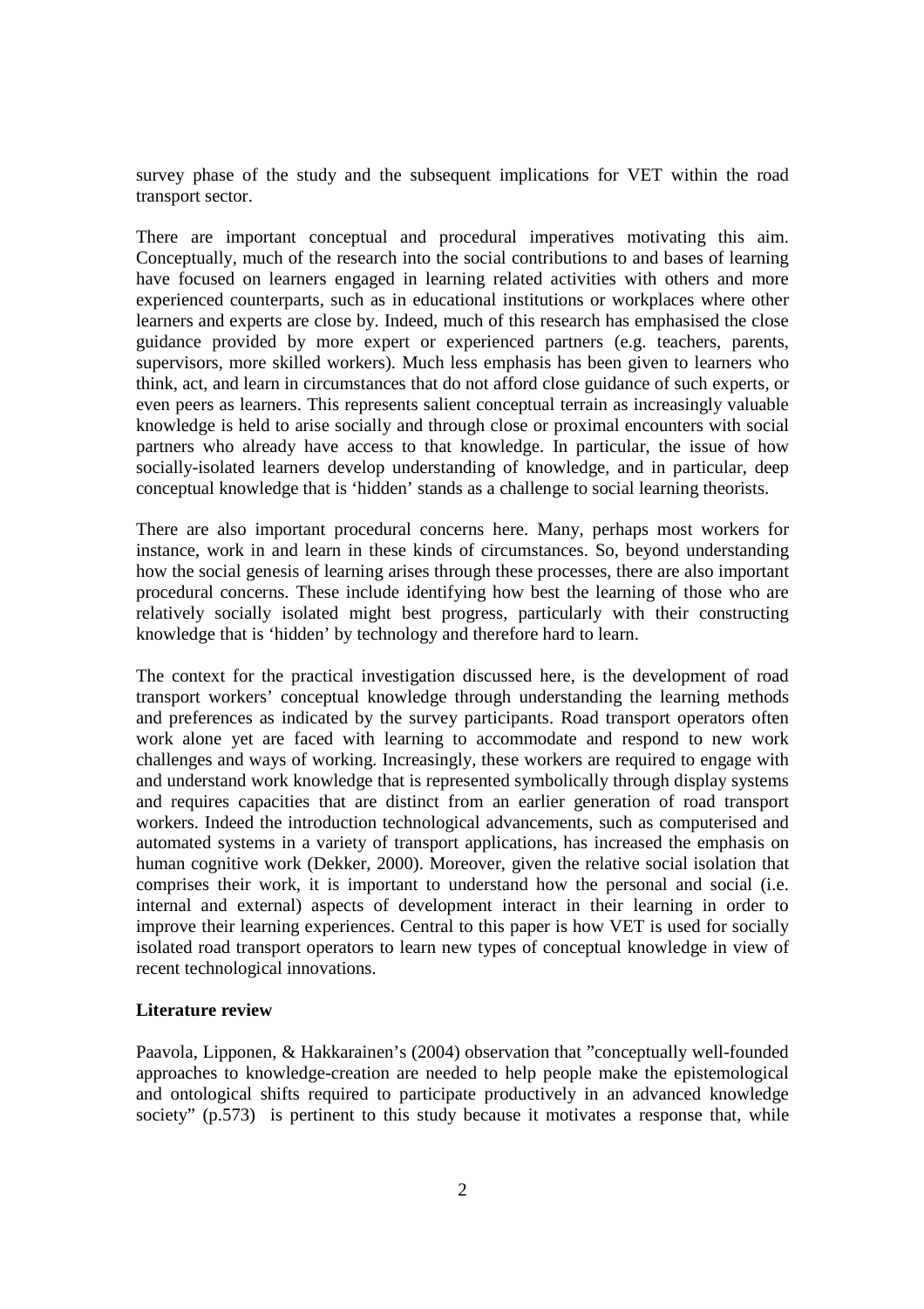survey phase of the study and the subsequent implications for VET within the road transport sector.

There are important conceptual and procedural imperatives motivating this aim. Conceptually, much of the research into the social contributions to and bases of learning have focused on learners engaged in learning related activities with others and more experienced counterparts, such as in educational institutions or workplaces where other learners and experts are close by. Indeed, much of this research has emphasised the close guidance provided by more expert or experienced partners (e.g. teachers, parents, supervisors, more skilled workers). Much less emphasis has been given to learners who think, act, and learn in circumstances that do not afford close guidance of such experts, or even peers as learners. This represents salient conceptual terrain as increasingly valuable knowledge is held to arise socially and through close or proximal encounters with social partners who already have access to that knowledge. In particular, the issue of how socially-isolated learners develop understanding of knowledge, and in particular, deep conceptual knowledge that is 'hidden' stands as a challenge to social learning theorists.

There are also important procedural concerns here. Many, perhaps most workers for instance, work in and learn in these kinds of circumstances. So, beyond understanding how the social genesis of learning arises through these processes, there are also important procedural concerns. These include identifying how best the learning of those who are relatively socially isolated might best progress, particularly with their constructing knowledge that is 'hidden' by technology and therefore hard to learn.

The context for the practical investigation discussed here, is the development of road transport workers' conceptual knowledge through understanding the learning methods and preferences as indicated by the survey participants. Road transport operators often work alone yet are faced with learning to accommodate and respond to new work challenges and ways of working. Increasingly, these workers are required to engage with and understand work knowledge that is represented symbolically through display systems and requires capacities that are distinct from an earlier generation of road transport workers. Indeed the introduction technological advancements, such as computerised and automated systems in a variety of transport applications, has increased the emphasis on human cognitive work (Dekker, 2000). Moreover, given the relative social isolation that comprises their work, it is important to understand how the personal and social (i.e. internal and external) aspects of development interact in their learning in order to improve their learning experiences. Central to this paper is how VET is used for socially isolated road transport operators to learn new types of conceptual knowledge in view of recent technological innovations.

**Literature review**

Paavola, Lipponen, & Hakkarainen's (2004) observation that "conceptually well-founded approaches to knowledge-creation are needed to help people make the epistemological and ontological shifts required to participate productively in an advanced knowledge society" (p.573) is pertinent to this study because it motivates a response that, while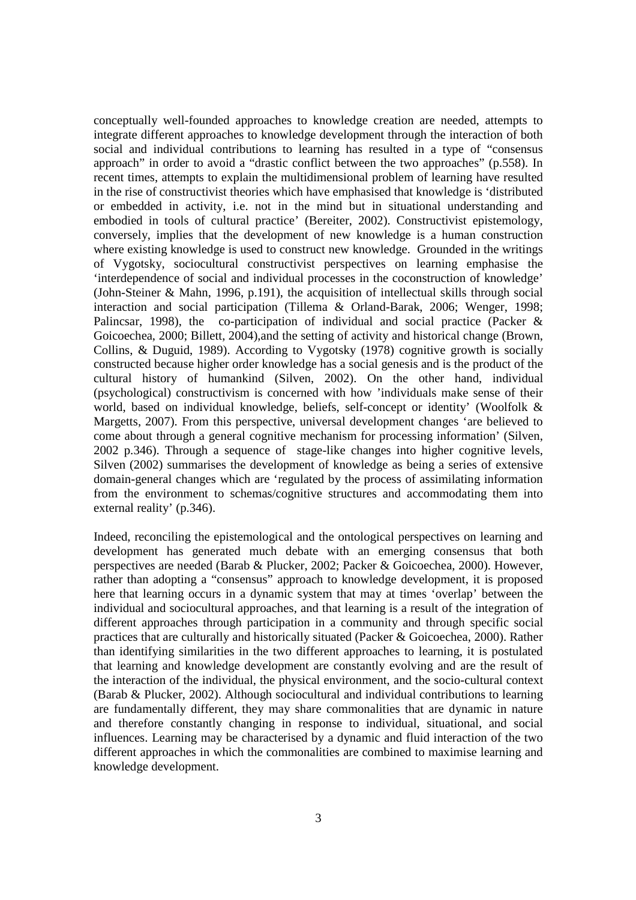conceptually well-founded approaches to knowledge creation are needed, attempts to integrate different approaches to knowledge development through the interaction of both social and individual contributions to learning has resulted in a type of "consensus approach" in order to avoid a "drastic conflict between the two approaches" (p.558). In recent times, attempts to explain the multidimensional problem of learning have resulted in the rise of constructivist theories which have emphasised that knowledge is 'distributed or embedded in activity, i.e. not in the mind but in situational understanding and embodied in tools of cultural practice' (Bereiter, 2002). Constructivist epistemology, conversely, implies that the development of new knowledge is a human construction where existing knowledge is used to construct new knowledge. Grounded in the writings of Vygotsky, sociocultural constructivist perspectives on learning emphasise the 'interdependence of social and individual processes in the coconstruction of knowledge' (John-Steiner & Mahn, 1996, p.191), the acquisition of intellectual skills through social interaction and social participation (Tillema & Orland-Barak, 2006; Wenger, 1998; Palincsar, 1998), the co-participation of individual and social practice (Packer & Goicoechea, 2000; Billett, 2004),and the setting of activity and historical change (Brown, Collins, & Duguid, 1989). According to Vygotsky (1978) cognitive growth is socially constructed because higher order knowledge has a social genesis and is the product of the cultural history of humankind (Silven, 2002). On the other hand, individual (psychological) constructivism is concerned with how 'individuals make sense of their world, based on individual knowledge, beliefs, self-concept or identity' (Woolfolk & Margetts, 2007). From this perspective, universal development changes 'are believed to come about through a general cognitive mechanism for processing information' (Silven, 2002 p.346). Through a sequence of stage-like changes into higher cognitive levels, Silven (2002) summarises the development of knowledge as being a series of extensive domain-general changes which are 'regulated by the process of assimilating information from the environment to schemas/cognitive structures and accommodating them into external reality' (p.346).

Indeed, reconciling the epistemological and the ontological perspectives on learning and development has generated much debate with an emerging consensus that both perspectives are needed (Barab & Plucker, 2002; Packer & Goicoechea, 2000). However, rather than adopting a "consensus" approach to knowledge development, it is proposed here that learning occurs in a dynamic system that may at times 'overlap' between the individual and sociocultural approaches, and that learning is a result of the integration of different approaches through participation in a community and through specific social practices that are culturally and historically situated (Packer & Goicoechea, 2000). Rather than identifying similarities in the two different approaches to learning, it is postulated that learning and knowledge development are constantly evolving and are the result of the interaction of the individual, the physical environment, and the socio-cultural context (Barab & Plucker, 2002). Although sociocultural and individual contributions to learning are fundamentally different, they may share commonalities that are dynamic in nature and therefore constantly changing in response to individual, situational, and social influences. Learning may be characterised by a dynamic and fluid interaction of the two different approaches in which the commonalities are combined to maximise learning and knowledge development.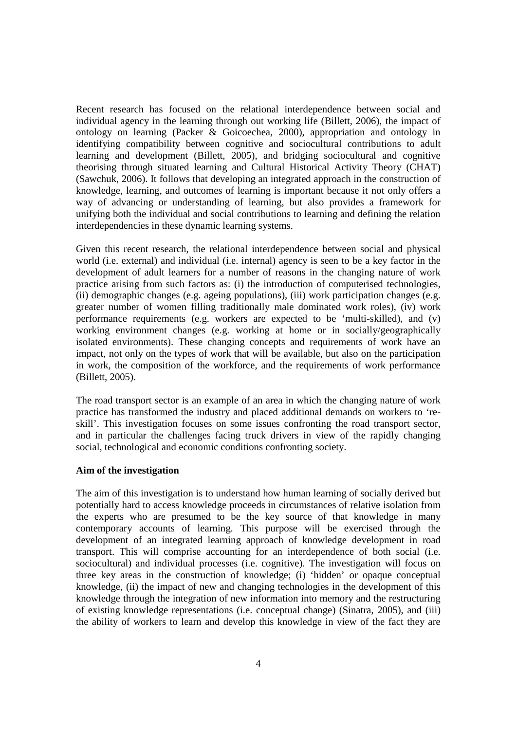Recent research has focused on the relational interdependence between social and individual agency in the learning through out working life (Billett, 2006), the impact of ontology on learning (Packer & Goicoechea, 2000), appropriation and ontology in identifying compatibility between cognitive and sociocultural contributions to adult learning and development (Billett, 2005), and bridging sociocultural and cognitive theorising through situated learning and Cultural Historical Activity Theory (CHAT) (Sawchuk, 2006). It follows that developing an integrated approach in the construction of knowledge, learning, and outcomes of learning is important because it not only offers a way of advancing or understanding of learning, but also provides a framework for unifying both the individual and social contributions to learning and defining the relation interdependencies in these dynamic learning systems.

Given this recent research, the relational interdependence between social and physical world (i.e. external) and individual (i.e. internal) agency is seen to be a key factor in the development of adult learners for a number of reasons in the changing nature of work practice arising from such factors as: (i) the introduction of computerised technologies, (ii) demographic changes (e.g. ageing populations), (iii) work participation changes (e.g. greater number of women filling traditionally male dominated work roles), (iv) work performance requirements (e.g. workers are expected to be 'multi-skilled), and (v) working environment changes (e.g. working at home or in socially/geographically isolated environments). These changing concepts and requirements of work have an impact, not only on the types of work that will be available, but also on the participation in work, the composition of the workforce, and the requirements of work performance (Billett, 2005).

The road transport sector is an example of an area in which the changing nature of work practice has transformed the industry and placed additional demands on workers to 're-skill'. This investigation focuses on some issues confronting the road transport sector, and in particular the challenges facing truck drivers in view of the rapidly changing social, technological and economic conditions confronting society.

**Aim of the investigation**

The aim of this investigation is to understand how human learning of socially derived but potentially hard to access knowledge proceeds in circumstances of relative isolation from the experts who are presumed to be the key source of that knowledge in many contemporary accounts of learning. This purpose will be exercised through the development of an integrated learning approach of knowledge development in road transport. This will comprise accounting for an interdependence of both social (i.e. sociocultural) and individual processes (i.e. cognitive). The investigation will focus on three key areas in the construction of knowledge; (i) 'hidden' or opaque conceptual knowledge, (ii) the impact of new and changing technologies in the development of this knowledge through the integration of new information into memory and the restructuring of existing knowledge representations (i.e. conceptual change) (Sinatra, 2005), and (iii) the ability of workers to learn and develop this knowledge in view of the fact they are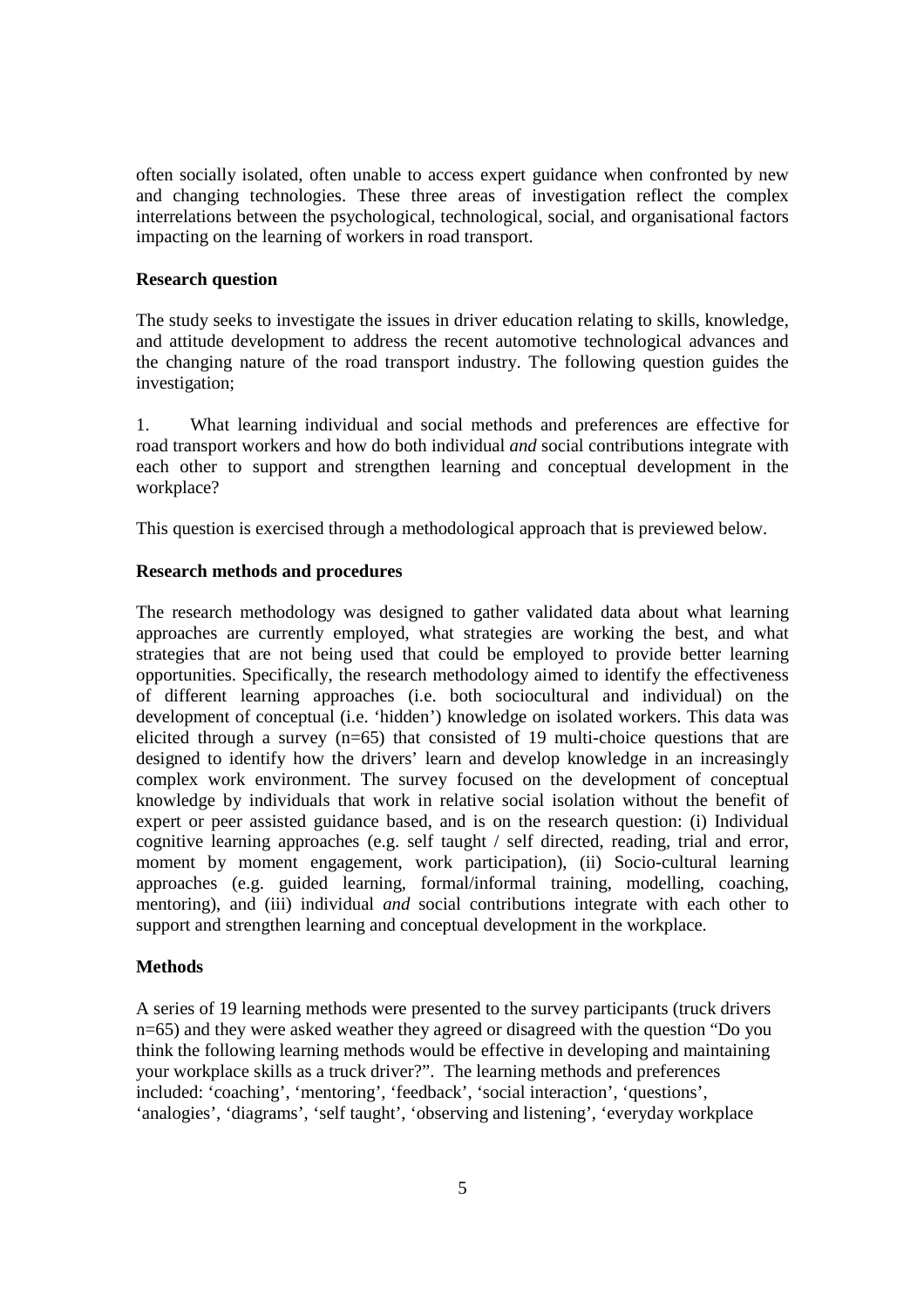often socially isolated, often unable to access expert guidance when confronted by new and changing technologies. These three areas of investigation reflect the complex interrelations between the psychological, technological, social, and organisational factors impacting on the learning of workers in road transport.

**Research question**

The study seeks to investigate the issues in driver education relating to skills, knowledge, and attitude development to address the recent automotive technological advances and the changing nature of the road transport industry. The following question guides the investigation;

1. What learning individual and social methods and preferences are effective for road transport workers and how do both individual *and* social contributions integrate with each other to support and strengthen learning and conceptual development in the workplace?

This question is exercised through a methodological approach that is previewed below.

**Research methods and procedures**

The research methodology was designed to gather validated data about what learning approaches are currently employed, what strategies are working the best, and what strategies that are not being used that could be employed to provide better learning opportunities. Specifically, the research methodology aimed to identify the effectiveness of different learning approaches (i.e. both sociocultural and individual) on the development of conceptual (i.e. 'hidden') knowledge on isolated workers. This data was elicited through a survey (n=65) that consisted of 19 multi-choice questions that are designed to identify how the drivers' learn and develop knowledge in an increasingly complex work environment. The survey focused on the development of conceptual knowledge by individuals that work in relative social isolation without the benefit of expert or peer assisted guidance based, and is on the research question: (i) Individual cognitive learning approaches (e.g. self taught / self directed, reading, trial and error, moment by moment engagement, work participation), (ii) Socio-cultural learning approaches (e.g. guided learning, formal/informal training, modelling, coaching, mentoring), and (iii) individual *and* social contributions integrate with each other to support and strengthen learning and conceptual development in the workplace.

**Methods**

A series of 19 learning methods were presented to the survey participants (truck drivers n=65) and they were asked weather they agreed or disagreed with the question "Do you think the following learning methods would be effective in developing and maintaining your workplace skills as a truck driver?". The learning methods and preferences included: 'coaching', 'mentoring', 'feedback', 'social interaction', 'questions', 'analogies', 'diagrams', 'self taught', 'observing and listening', 'everyday workplace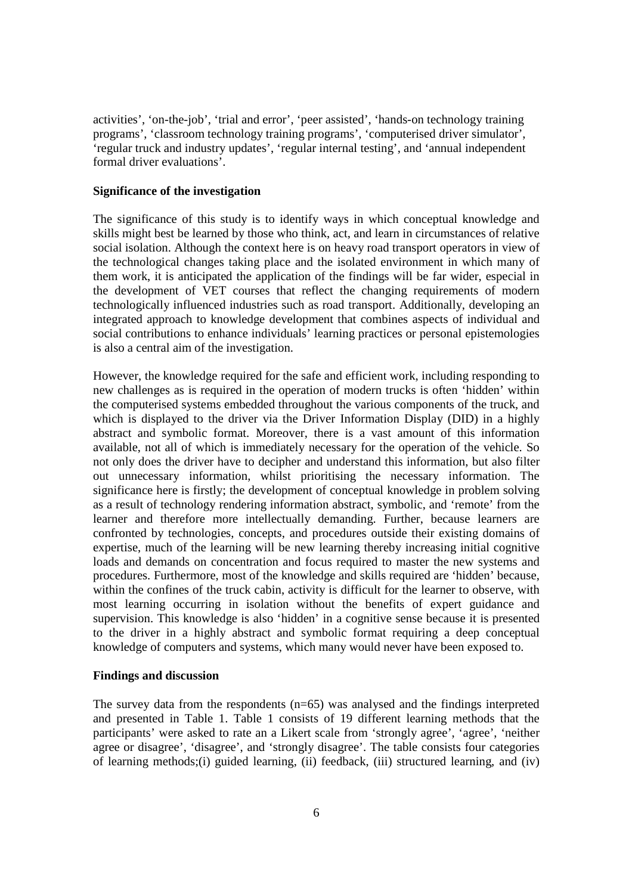activities', 'on-the-job', 'trial and error', 'peer assisted', 'hands-on technology training programs', 'classroom technology training programs', 'computerised driver simulator', 'regular truck and industry updates', 'regular internal testing', and 'annual independent formal driver evaluations'.

**Significance of the investigation**

The significance of this study is to identify ways in which conceptual knowledge and skills might best be learned by those who think, act, and learn in circumstances of relative social isolation. Although the context here is on heavy road transport operators in view of the technological changes taking place and the isolated environment in which many of them work, it is anticipated the application of the findings will be far wider, especial in the development of VET courses that reflect the changing requirements of modern technologically influenced industries such as road transport. Additionally, developing an integrated approach to knowledge development that combines aspects of individual and social contributions to enhance individuals' learning practices or personal epistemologies is also a central aim of the investigation.

However, the knowledge required for the safe and efficient work, including responding to new challenges as is required in the operation of modern trucks is often 'hidden' within the computerised systems embedded throughout the various components of the truck, and which is displayed to the driver via the Driver Information Display (DID) in a highly abstract and symbolic format. Moreover, there is a vast amount of this information available, not all of which is immediately necessary for the operation of the vehicle. So not only does the driver have to decipher and understand this information, but also filter out unnecessary information, whilst prioritising the necessary information. The significance here is firstly; the development of conceptual knowledge in problem solving as a result of technology rendering information abstract, symbolic, and 'remote' from the learner and therefore more intellectually demanding. Further, because learners are confronted by technologies, concepts, and procedures outside their existing domains of expertise, much of the learning will be new learning thereby increasing initial cognitive loads and demands on concentration and focus required to master the new systems and procedures. Furthermore, most of the knowledge and skills required are 'hidden' because, within the confines of the truck cabin, activity is difficult for the learner to observe, with most learning occurring in isolation without the benefits of expert guidance and supervision. This knowledge is also 'hidden' in a cognitive sense because it is presented to the driver in a highly abstract and symbolic format requiring a deep conceptual knowledge of computers and systems, which many would never have been exposed to.

**Findings and discussion**

The survey data from the respondents (n=65) was analysed and the findings interpreted and presented in Table 1. Table 1 consists of 19 different learning methods that the participants' were asked to rate an a Likert scale from 'strongly agree', 'agree', 'neither agree or disagree', 'disagree', and 'strongly disagree'. The table consists four categories of learning methods;(i) guided learning, (ii) feedback, (iii) structured learning, and (iv)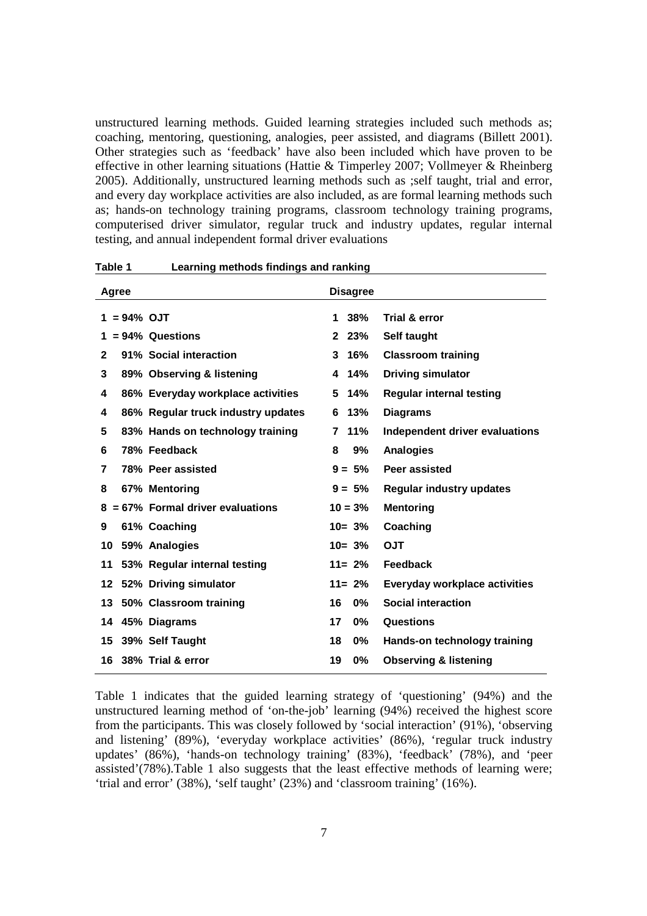unstructured learning methods. Guided learning strategies included such methods as; coaching, mentoring, questioning, analogies, peer assisted, and diagrams (Billett 2001). Other strategies such as 'feedback' have also been included which have proven to be effective in other learning situations (Hattie & Timperley 2007; Vollmeyer & Rheinberg 2005). Additionally, unstructured learning methods such as ;self taught, trial and error, and every day workplace activities are also included, as are formal learning methods such as; hands-on technology training programs, classroom technology training programs, computerised driver simulator, regular truck and industry updates, regular internal testing, and annual independent formal driver evaluations

**Table 1 Learning methods findings and ranking**

| Agree | | | Disagree | | |
|---|---|---|---|---|---|
| 1 | = 94% | OJT | 1 | 38% | Trial & error |
| 1 | = 94% | Questions | 2 | 23% | Self taught |
| 2 | 91% | Social interaction | 3 | 16% | Classroom training |
| 3 | 89% | Observing & listening | 4 | 14% | Driving simulator |
| 4 | 86% | Everyday workplace activities | 5 | 14% | Regular internal testing |
| 4 | 86% | Regular truck industry updates | 6 | 13% | Diagrams |
| 5 | 83% | Hands on technology training | 7 | 11% | Independent driver evaluations |
| 6 | 78% | Feedback | 8 | 9% | Analogies |
| 7 | 78% | Peer assisted | 9 | = 5% | Peer assisted |
| 8 | 67% | Mentoring | 9 | = 5% | Regular industry updates |
| 8 | = 67% | Formal driver evaluations | 10 | = 3% | Mentoring |
| 9 | 61% | Coaching | 10 | = 3% | Coaching |
| 10 | 59% | Analogies | 10 | = 3% | OJT |
| 11 | 53% | Regular internal testing | 11 | = 2% | Feedback |
| 12 | 52% | Driving simulator | 11 | = 2% | Everyday workplace activities |
| 13 | 50% | Classroom training | 16 | 0% | Social interaction |
| 14 | 45% | Diagrams | 17 | 0% | Questions |
| 15 | 39% | Self Taught | 18 | 0% | Hands-on technology training |
| 16 | 38% | Trial & error | 19 | 0% | Observing & listening |

Table 1 indicates that the guided learning strategy of 'questioning' (94%) and the unstructured learning method of 'on-the-job' learning (94%) received the highest score from the participants. This was closely followed by 'social interaction' (91%), 'observing and listening' (89%), 'everyday workplace activities' (86%), 'regular truck industry updates' (86%), 'hands-on technology training' (83%), 'feedback' (78%), and 'peer assisted'(78%).Table 1 also suggests that the least effective methods of learning were; 'trial and error' (38%), 'self taught' (23%) and 'classroom training' (16%).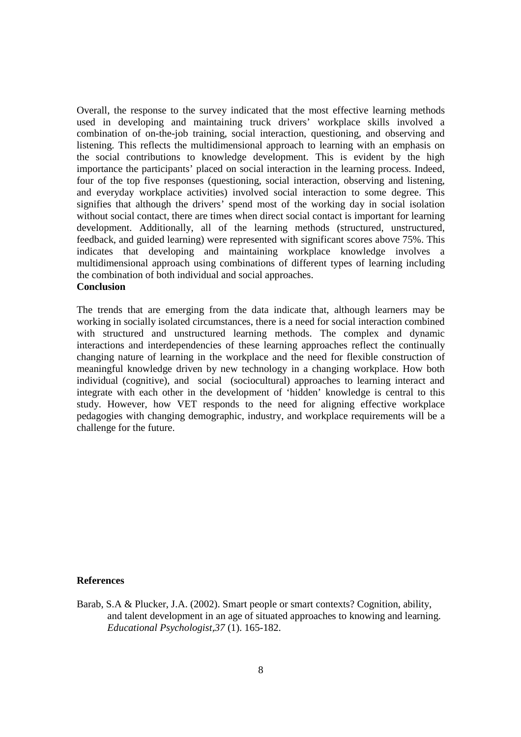Overall, the response to the survey indicated that the most effective learning methods used in developing and maintaining truck drivers' workplace skills involved a combination of on-the-job training, social interaction, questioning, and observing and listening. This reflects the multidimensional approach to learning with an emphasis on the social contributions to knowledge development. This is evident by the high importance the participants' placed on social interaction in the learning process. Indeed, four of the top five responses (questioning, social interaction, observing and listening, and everyday workplace activities) involved social interaction to some degree. This signifies that although the drivers' spend most of the working day in social isolation without social contact, there are times when direct social contact is important for learning development. Additionally, all of the learning methods (structured, unstructured, feedback, and guided learning) were represented with significant scores above 75%. This indicates that developing and maintaining workplace knowledge involves a multidimensional approach using combinations of different types of learning including the combination of both individual and social approaches.

**Conclusion**

The trends that are emerging from the data indicate that, although learners may be working in socially isolated circumstances, there is a need for social interaction combined with structured and unstructured learning methods. The complex and dynamic interactions and interdependencies of these learning approaches reflect the continually changing nature of learning in the workplace and the need for flexible construction of meaningful knowledge driven by new technology in a changing workplace. How both individual (cognitive), and social (sociocultural) approaches to learning interact and integrate with each other in the development of 'hidden' knowledge is central to this study. However, how VET responds to the need for aligning effective workplace pedagogies with changing demographic, industry, and workplace requirements will be a challenge for the future.

**References**

Barab, S.A & Plucker, J.A. (2002). Smart people or smart contexts? Cognition, ability, and talent development in an age of situated approaches to knowing and learning. *Educational Psychologist,37* (1). 165-182.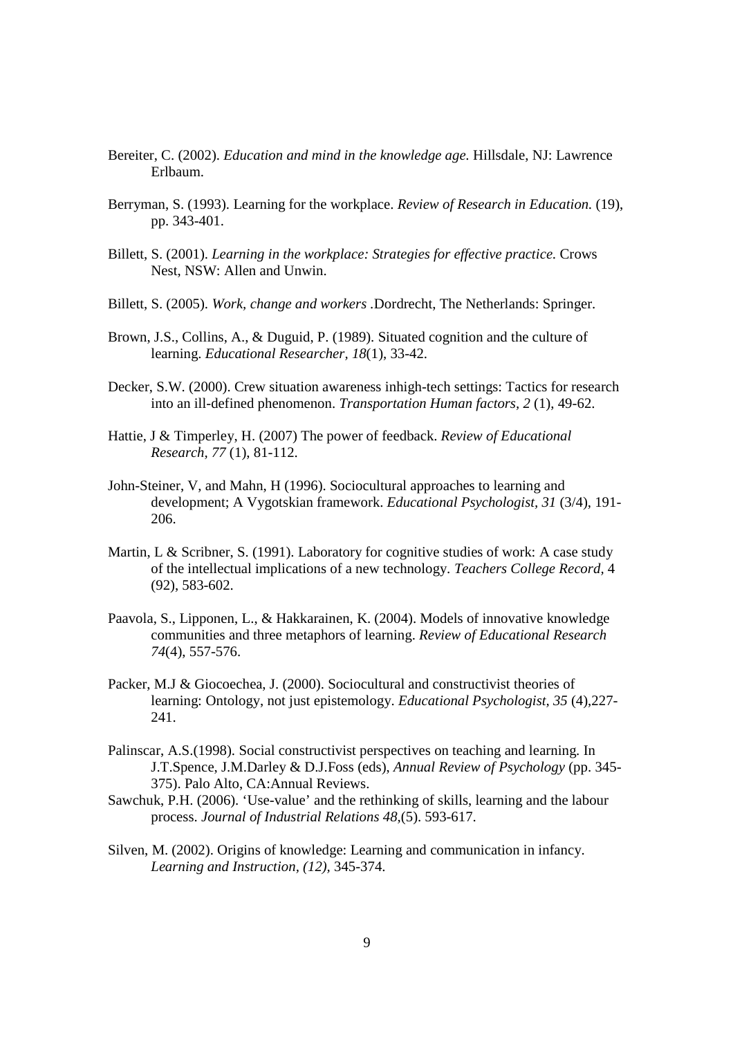Bereiter, C. (2002). *Education and mind in the knowledge age.* Hillsdale, NJ: Lawrence Erlbaum.

Berryman, S. (1993). Learning for the workplace. *Review of Research in Education.* (19), pp. 343-401.

Billett, S. (2001). *Learning in the workplace: Strategies for effective practice.* Crows Nest, NSW: Allen and Unwin.

Billett, S. (2005). *Work, change and workers* .Dordrecht, The Netherlands: Springer.

Brown, J.S., Collins, A., & Duguid, P. (1989). Situated cognition and the culture of learning. *Educational Researcher, 18*(1), 33-42.

Decker, S.W. (2000). Crew situation awareness inhigh-tech settings: Tactics for research into an ill-defined phenomenon. *Transportation Human factors, 2* (1), 49-62.

Hattie, J & Timperley, H. (2007) The power of feedback. *Review of Educational Research, 77* (1), 81-112.

John-Steiner, V, and Mahn, H (1996). Sociocultural approaches to learning and development; A Vygotskian framework. *Educational Psychologist, 31* (3/4), 191-206.

Martin, L & Scribner, S. (1991). Laboratory for cognitive studies of work: A case study of the intellectual implications of a new technology. *Teachers College Record,* 4 (92), 583-602.

Paavola, S., Lipponen, L., & Hakkarainen, K. (2004). Models of innovative knowledge communities and three metaphors of learning. *Review of Educational Research 74*(4), 557-576.

Packer, M.J & Giocoechea, J. (2000). Sociocultural and constructivist theories of learning: Ontology, not just epistemology. *Educational Psychologist, 35* (4),227-241.

Palinscar, A.S.(1998). Social constructivist perspectives on teaching and learning. In J.T.Spence, J.M.Darley & D.J.Foss (eds), *Annual Review of Psychology* (pp. 345-375). Palo Alto, CA:Annual Reviews.

Sawchuk, P.H. (2006). 'Use-value' and the rethinking of skills, learning and the labour process. *Journal of Industrial Relations 48*,(5). 593-617.

Silven, M. (2002). Origins of knowledge: Learning and communication in infancy. *Learning and Instruction, (12),* 345-374.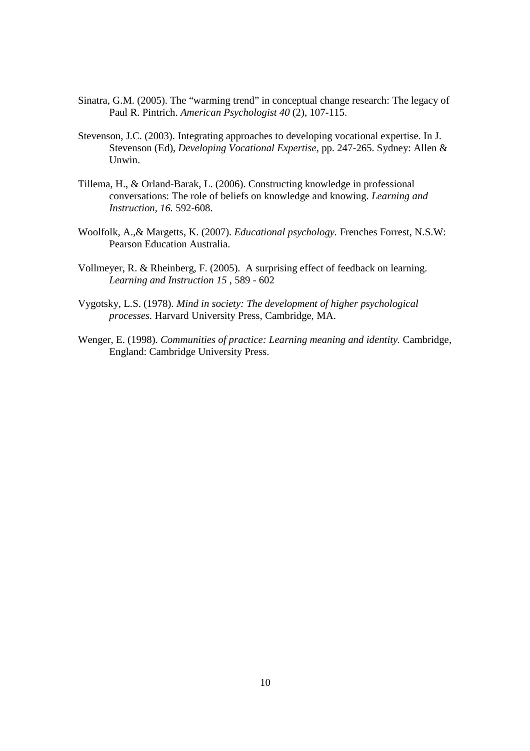Sinatra, G.M. (2005). The "warming trend" in conceptual change research: The legacy of Paul R. Pintrich. *American Psychologist 40* (2), 107-115.

Stevenson, J.C. (2003). Integrating approaches to developing vocational expertise. In J. Stevenson (Ed), *Developing Vocational Expertise,* pp. 247-265. Sydney: Allen & Unwin.

Tillema, H., & Orland-Barak, L. (2006). Constructing knowledge in professional conversations: The role of beliefs on knowledge and knowing. *Learning and Instruction, 16.* 592-608.

Woolfolk, A.,& Margetts, K. (2007). *Educational psychology.* Frenches Forrest, N.S.W: Pearson Education Australia.

Vollmeyer, R. & Rheinberg, F. (2005). A surprising effect of feedback on learning. *Learning and Instruction 15* , 589 - 602

Vygotsky, L.S. (1978). *Mind in society: The development of higher psychological processes.* Harvard University Press, Cambridge, MA.

Wenger, E. (1998). *Communities of practice: Learning meaning and identity.* Cambridge, England: Cambridge University Press.